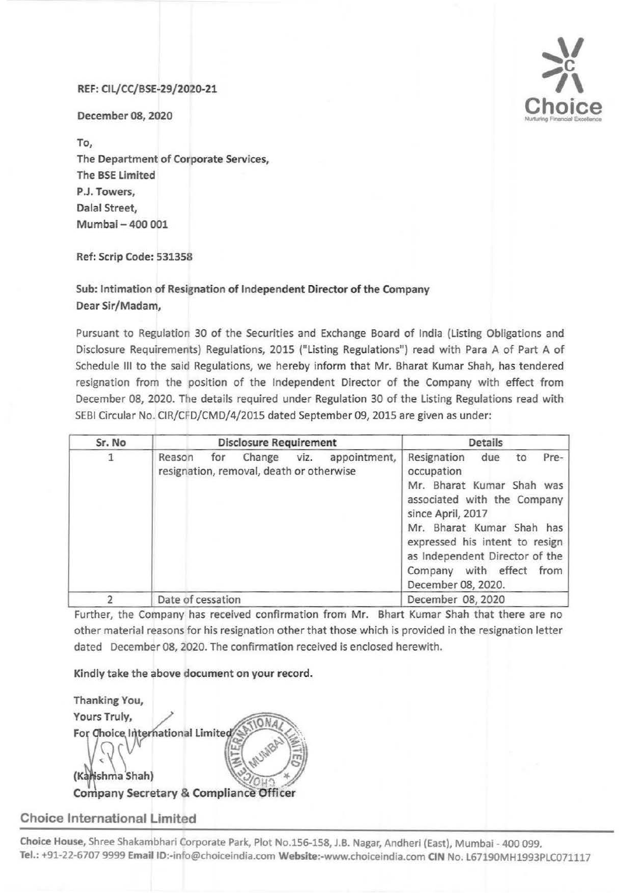REF: CIL/CC/BSE-29/2020-21

December 08, 2020

To,
The Department of Corporate Services,
The BSE Limited
P.J. Towers,
Dalal Street,
Mumbai – 400 001

Ref: Scrip Code: 531358

**Sub: Intimation of Resignation of Independent Director of the Company**

Dear Sir/Madam,

Pursuant to Regulation 30 of the Securities and Exchange Board of India (Listing Obligations and Disclosure Requirements) Regulations, 2015 ("Listing Regulations") read with Para A of Part A of Schedule III to the said Regulations, we hereby inform that Mr. Bharat Kumar Shah, has tendered resignation from the position of the Independent Director of the Company with effect from December 08, 2020. The details required under Regulation 30 of the Listing Regulations read with SEBI Circular No. CIR/CFD/CMD/4/2015 dated September 09, 2015 are given as under:

| Sr. No | Disclosure Requirement | Details |
|---|---|---|
| 1 | Reason for Change viz. appointment, resignation, removal, death or otherwise | Resignation due to Pre-occupation<br>Mr. Bharat Kumar Shah was associated with the Company since April, 2017<br>Mr. Bharat Kumar Shah has expressed his intent to resign as Independent Director of the Company with effect from December 08, 2020. |
| 2 | Date of cessation | December 08, 2020 |

Further, the Company has received confirmation from Mr. Bhart Kumar Shah that there are no other material reasons for his resignation other that those which is provided in the resignation letter dated December 08, 2020. The confirmation received is enclosed herewith.

**Kindly take the above document on your record.**

Thanking You,
Yours Truly,
For Choice International Limited

(Karishma Shah)
**Company Secretary & Compliance Officer**

**Choice International Limited**

**Choice House,** Shree Shakambhari Corporate Park, Plot No.156-158, J.B. Nagar, Andheri (East), Mumbai - 400 099.
**Tel.:** +91-22-6707 9999 **Email ID:**-info@choiceindia.com **Website:**-www.choiceindia.com **CIN** No. L67190MH1993PLC071117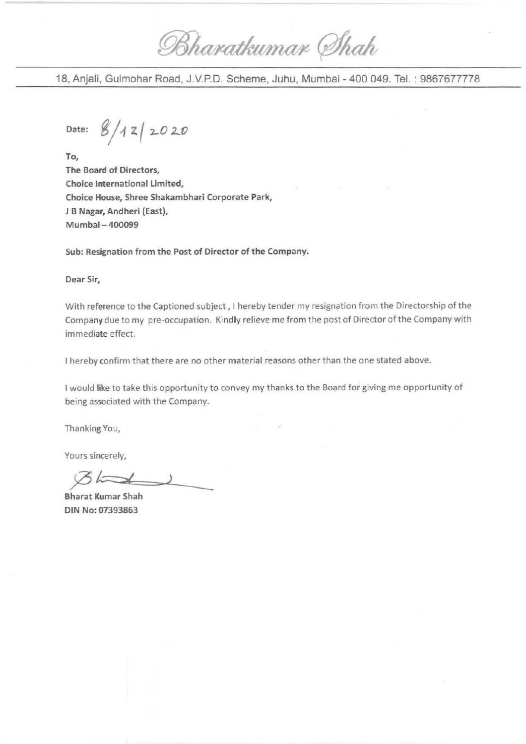*Bharatkumar Shah*

18, Anjali, Gulmohar Road, J.V.P.D. Scheme, Juhu, Mumbai - 400 049. Tel. : 9867677778

Date: 8/12/2020

**To,**
**The Board of Directors,**
**Choice International Limited,**
**Choice House, Shree Shakambhari Corporate Park,**
**J B Nagar, Andheri (East),**
**Mumbai – 400099**

**Sub: Resignation from the Post of Director of the Company.**

Dear Sir,

With reference to the Captioned subject , I hereby tender my resignation from the Directorship of the Company due to my pre-occupation. Kindly relieve me from the post of Director of the Company with immediate effect.

I hereby confirm that there are no other material reasons other than the one stated above.

I would like to take this opportunity to convey my thanks to the Board for giving me opportunity of being associated with the Company.

Thanking You,

Yours sincerely,

**Bharat Kumar Shah**
**DIN No: 07393863**